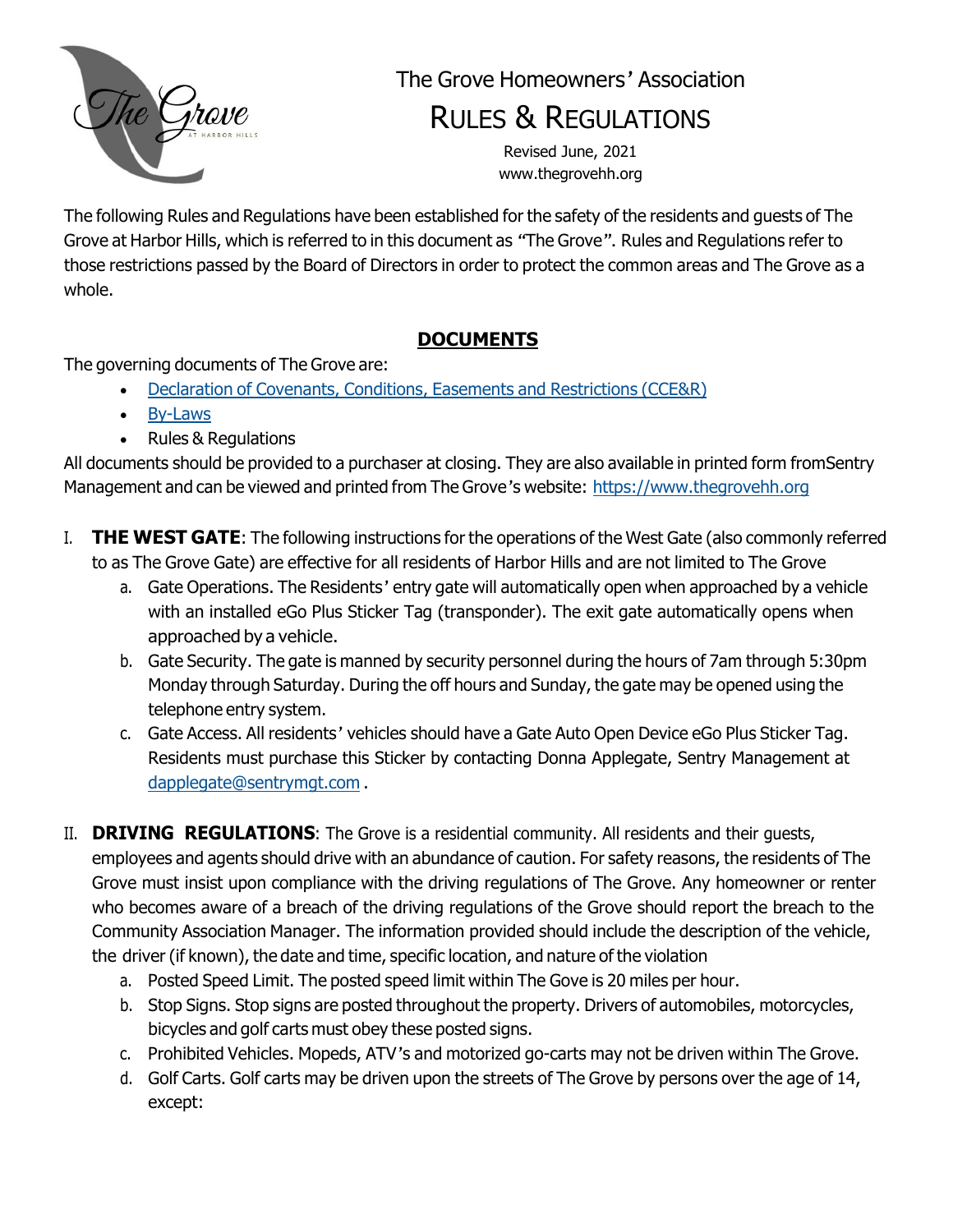# The Grove Homeowners' Association

# RULES & REGULATIONS

Revised June, 2021
www.thegrovehh.org

The following Rules and Regulations have been established for the safety of the residents and guests of The Grove at Harbor Hills, which is referred to in this document as "The Grove". Rules and Regulations refer to those restrictions passed by the Board of Directors in order to protect the common areas and The Grove as a whole.

## DOCUMENTS

The governing documents of The Grove are:

- [Declaration of Covenants, Conditions, Easements and Restrictions (CCE&R)]
- [By-Laws]
- Rules & Regulations

All documents should be provided to a purchaser at closing. They are also available in printed form fromSentry Management and can be viewed and printed from The Grove's website: https://www.thegrovehh.org

I. **THE WEST GATE**: The following instructions for the operations of the West Gate (also commonly referred to as The Grove Gate) are effective for all residents of Harbor Hills and are not limited to The Grove
   a. Gate Operations. The Residents' entry gate will automatically open when approached by a vehicle with an installed eGo Plus Sticker Tag (transponder). The exit gate automatically opens when approached by a vehicle.
   b. Gate Security. The gate is manned by security personnel during the hours of 7am through 5:30pm Monday through Saturday. During the off hours and Sunday, the gate may be opened using the telephone entry system.
   c. Gate Access. All residents' vehicles should have a Gate Auto Open Device eGo Plus Sticker Tag. Residents must purchase this Sticker by contacting Donna Applegate, Sentry Management at dapplegate@sentrymgt.com .

II. **DRIVING REGULATIONS**: The Grove is a residential community. All residents and their guests, employees and agents should drive with an abundance of caution. For safety reasons, the residents of The Grove must insist upon compliance with the driving regulations of The Grove. Any homeowner or renter who becomes aware of a breach of the driving regulations of the Grove should report the breach to the Community Association Manager. The information provided should include the description of the vehicle, the driver (if known), the date and time, specific location, and nature of the violation
   a. Posted Speed Limit. The posted speed limit within The Gove is 20 miles per hour.
   b. Stop Signs. Stop signs are posted throughout the property. Drivers of automobiles, motorcycles, bicycles and golf carts must obey these posted signs.
   c. Prohibited Vehicles. Mopeds, ATV's and motorized go-carts may not be driven within The Grove.
   d. Golf Carts. Golf carts may be driven upon the streets of The Grove by persons over the age of 14, except: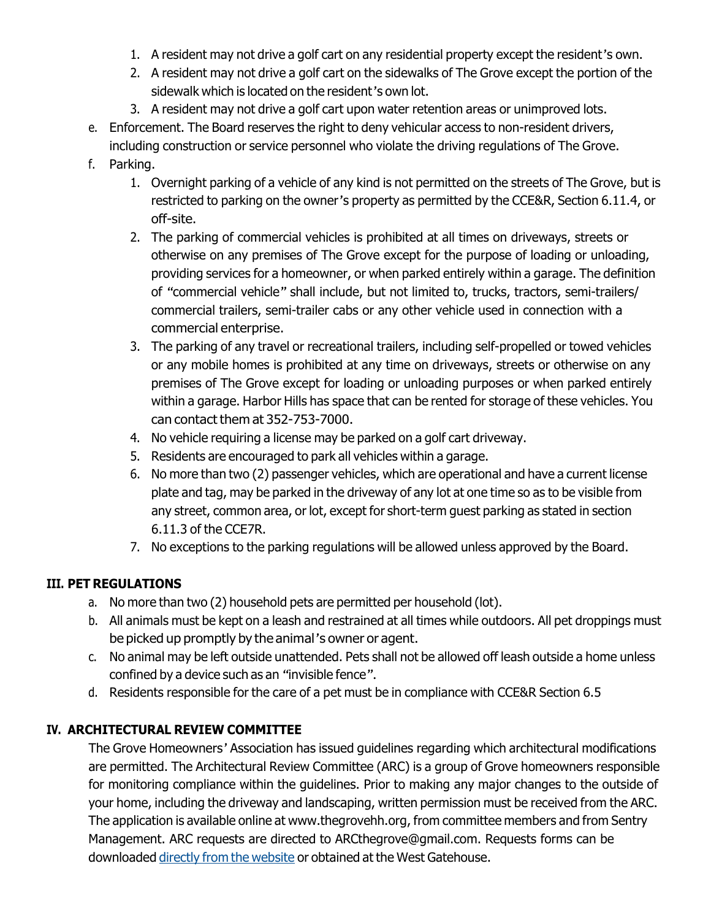1. A resident may not drive a golf cart on any residential property except the resident's own.
2. A resident may not drive a golf cart on the sidewalks of The Grove except the portion of the sidewalk which is located on the resident's own lot.
3. A resident may not drive a golf cart upon water retention areas or unimproved lots.

e. Enforcement. The Board reserves the right to deny vehicular access to non-resident drivers, including construction or service personnel who violate the driving regulations of The Grove.

f. Parking.

1. Overnight parking of a vehicle of any kind is not permitted on the streets of The Grove, but is restricted to parking on the owner's property as permitted by the CCE&R, Section 6.11.4, or off-site.
2. The parking of commercial vehicles is prohibited at all times on driveways, streets or otherwise on any premises of The Grove except for the purpose of loading or unloading, providing services for a homeowner, or when parked entirely within a garage. The definition of "commercial vehicle" shall include, but not limited to, trucks, tractors, semi-trailers/ commercial trailers, semi-trailer cabs or any other vehicle used in connection with a commercial enterprise.
3. The parking of any travel or recreational trailers, including self-propelled or towed vehicles or any mobile homes is prohibited at any time on driveways, streets or otherwise on any premises of The Grove except for loading or unloading purposes or when parked entirely within a garage. Harbor Hills has space that can be rented for storage of these vehicles. You can contact them at 352-753-7000.
4. No vehicle requiring a license may be parked on a golf cart driveway.
5. Residents are encouraged to park all vehicles within a garage.
6. No more than two (2) passenger vehicles, which are operational and have a current license plate and tag, may be parked in the driveway of any lot at one time so as to be visible from any street, common area, or lot, except for short-term guest parking as stated in section 6.11.3 of the CCE7R.
7. No exceptions to the parking regulations will be allowed unless approved by the Board.

## III. PET REGULATIONS

a. No more than two (2) household pets are permitted per household (lot).

b. All animals must be kept on a leash and restrained at all times while outdoors. All pet droppings must be picked up promptly by the animal's owner or agent.

c. No animal may be left outside unattended. Pets shall not be allowed off leash outside a home unless confined by a device such as an "invisible fence".

d. Residents responsible for the care of a pet must be in compliance with CCE&R Section 6.5

## IV. ARCHITECTURAL REVIEW COMMITTEE

The Grove Homeowners' Association has issued guidelines regarding which architectural modifications are permitted. The Architectural Review Committee (ARC) is a group of Grove homeowners responsible for monitoring compliance within the guidelines. Prior to making any major changes to the outside of your home, including the driveway and landscaping, written permission must be received from the ARC. The application is available online at www.thegrovehh.org, from committee members and from Sentry Management. ARC requests are directed to ARCthegrove@gmail.com. Requests forms can be downloaded directly from the website or obtained at the West Gatehouse.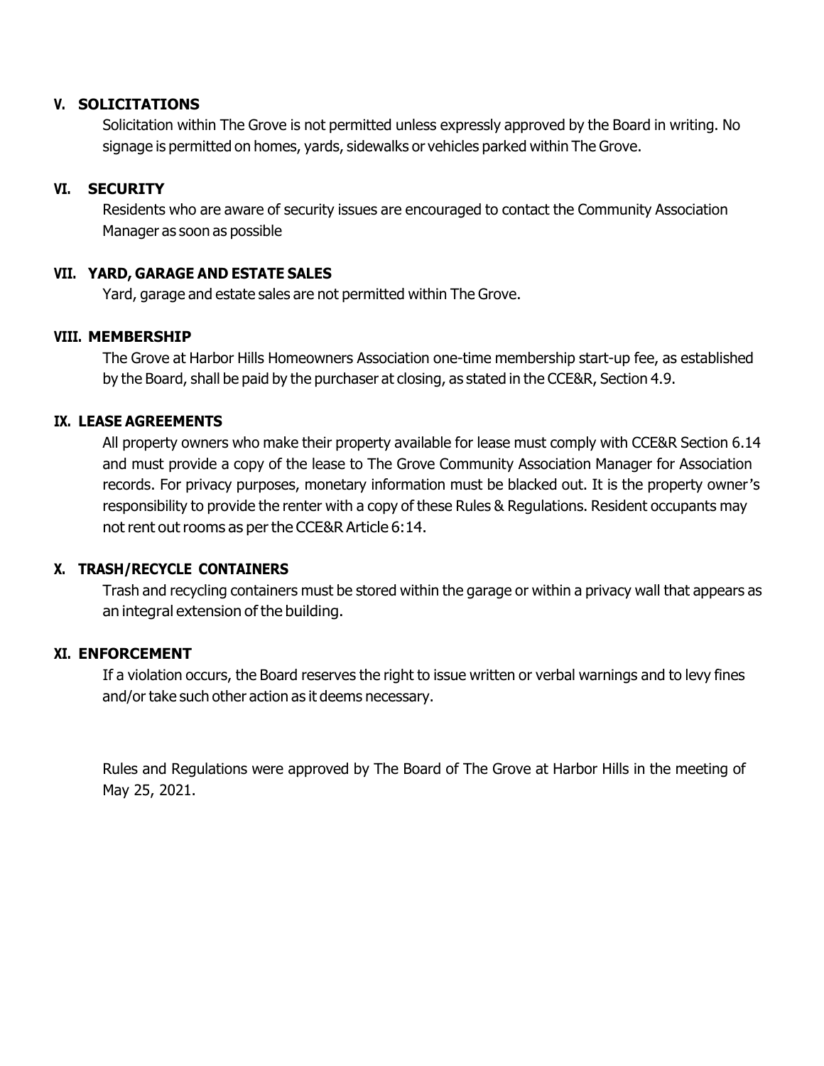## V. SOLICITATIONS

Solicitation within The Grove is not permitted unless expressly approved by the Board in writing. No signage is permitted on homes, yards, sidewalks or vehicles parked within The Grove.

## VI. SECURITY

Residents who are aware of security issues are encouraged to contact the Community Association Manager as soon as possible

## VII. YARD, GARAGE AND ESTATE SALES

Yard, garage and estate sales are not permitted within The Grove.

## VIII. MEMBERSHIP

The Grove at Harbor Hills Homeowners Association one-time membership start-up fee, as established by the Board, shall be paid by the purchaser at closing, as stated in the CCE&R, Section 4.9.

## IX. LEASE AGREEMENTS

All property owners who make their property available for lease must comply with CCE&R Section 6.14 and must provide a copy of the lease to The Grove Community Association Manager for Association records. For privacy purposes, monetary information must be blacked out. It is the property owner's responsibility to provide the renter with a copy of these Rules & Regulations. Resident occupants may not rent out rooms as per the CCE&R Article 6:14.

## X. TRASH/RECYCLE CONTAINERS

Trash and recycling containers must be stored within the garage or within a privacy wall that appears as an integral extension of the building.

## XI. ENFORCEMENT

If a violation occurs, the Board reserves the right to issue written or verbal warnings and to levy fines and/or take such other action as it deems necessary.

Rules and Regulations were approved by The Board of The Grove at Harbor Hills in the meeting of May 25, 2021.